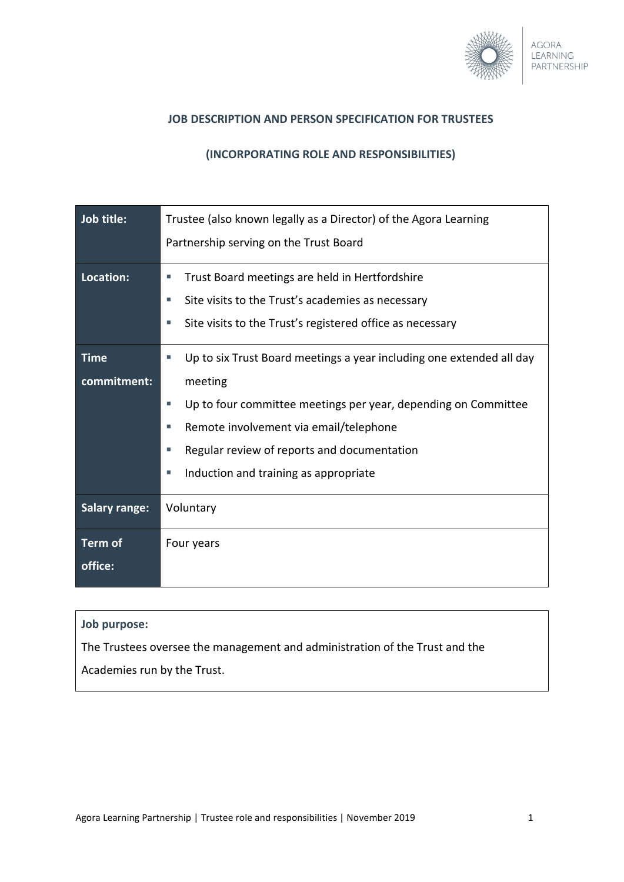## JOB DESCRIPTION AND PERSON SPECIFICATION FOR TRUSTEES

## (INCORPORATING ROLE AND RESPONSIBILITIES)

| | |
|---|---|
| **Job title:** | Trustee (also known legally as a Director) of the Agora Learning Partnership serving on the Trust Board |
| **Location:** | ▪ Trust Board meetings are held in Hertfordshire<br>▪ Site visits to the Trust's academies as necessary<br>▪ Site visits to the Trust's registered office as necessary |
| **Time commitment:** | ▪ Up to six Trust Board meetings a year including one extended all day meeting<br>▪ Up to four committee meetings per year, depending on Committee<br>▪ Remote involvement via email/telephone<br>▪ Regular review of reports and documentation<br>▪ Induction and training as appropriate |
| **Salary range:** | Voluntary |
| **Term of office:** | Four years |

**Job purpose:**

The Trustees oversee the management and administration of the Trust and the Academies run by the Trust.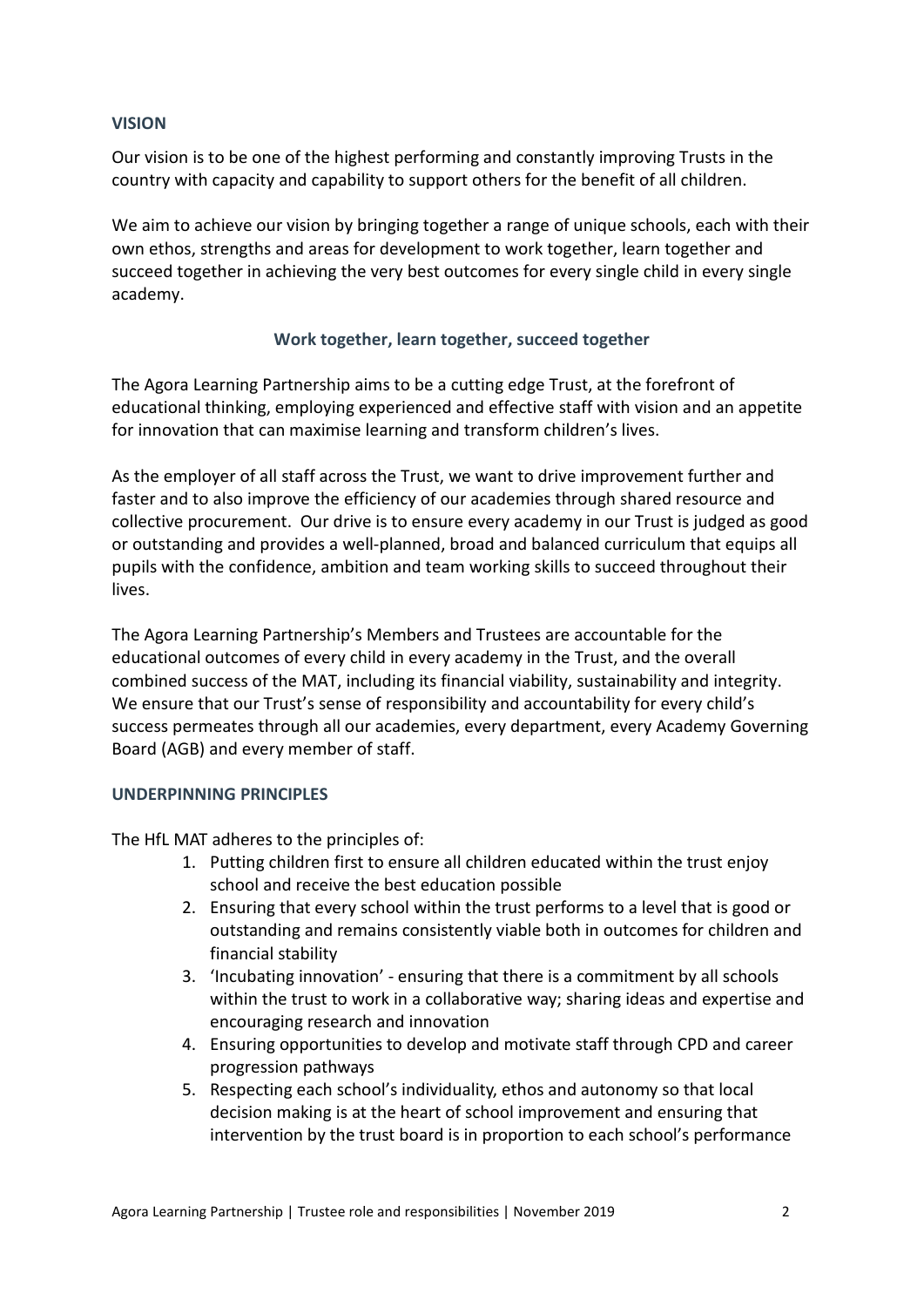## VISION

Our vision is to be one of the highest performing and constantly improving Trusts in the country with capacity and capability to support others for the benefit of all children.

We aim to achieve our vision by bringing together a range of unique schools, each with their own ethos, strengths and areas for development to work together, learn together and succeed together in achieving the very best outcomes for every single child in every single academy.

**Work together, learn together, succeed together**

The Agora Learning Partnership aims to be a cutting edge Trust, at the forefront of educational thinking, employing experienced and effective staff with vision and an appetite for innovation that can maximise learning and transform children's lives.

As the employer of all staff across the Trust, we want to drive improvement further and faster and to also improve the efficiency of our academies through shared resource and collective procurement. Our drive is to ensure every academy in our Trust is judged as good or outstanding and provides a well-planned, broad and balanced curriculum that equips all pupils with the confidence, ambition and team working skills to succeed throughout their lives.

The Agora Learning Partnership's Members and Trustees are accountable for the educational outcomes of every child in every academy in the Trust, and the overall combined success of the MAT, including its financial viability, sustainability and integrity. We ensure that our Trust's sense of responsibility and accountability for every child's success permeates through all our academies, every department, every Academy Governing Board (AGB) and every member of staff.

## UNDERPINNING PRINCIPLES

The HfL MAT adheres to the principles of:

1. Putting children first to ensure all children educated within the trust enjoy school and receive the best education possible
2. Ensuring that every school within the trust performs to a level that is good or outstanding and remains consistently viable both in outcomes for children and financial stability
3. 'Incubating innovation' - ensuring that there is a commitment by all schools within the trust to work in a collaborative way; sharing ideas and expertise and encouraging research and innovation
4. Ensuring opportunities to develop and motivate staff through CPD and career progression pathways
5. Respecting each school's individuality, ethos and autonomy so that local decision making is at the heart of school improvement and ensuring that intervention by the trust board is in proportion to each school's performance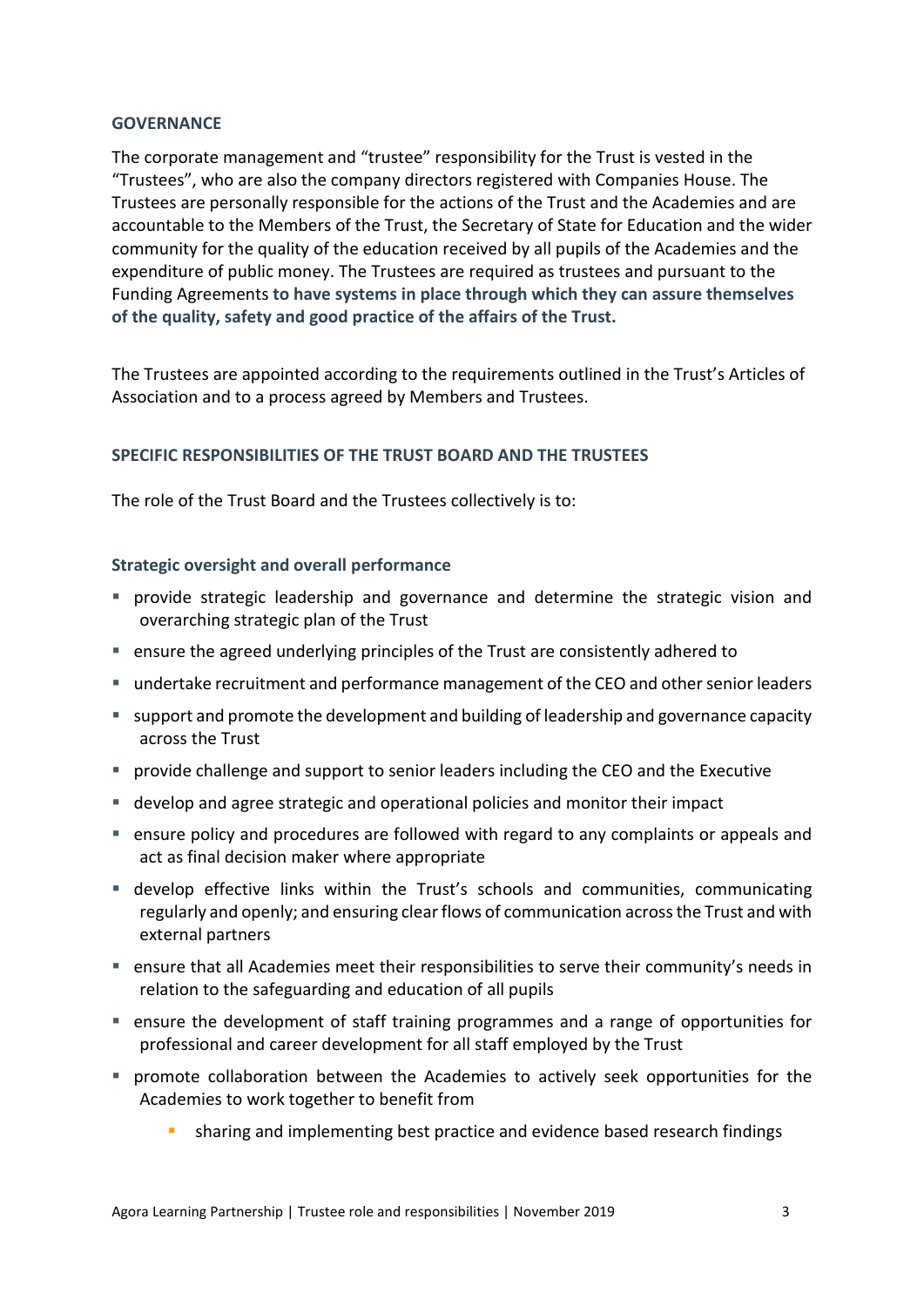## GOVERNANCE

The corporate management and "trustee" responsibility for the Trust is vested in the "Trustees", who are also the company directors registered with Companies House. The Trustees are personally responsible for the actions of the Trust and the Academies and are accountable to the Members of the Trust, the Secretary of State for Education and the wider community for the quality of the education received by all pupils of the Academies and the expenditure of public money. The Trustees are required as trustees and pursuant to the Funding Agreements **to have systems in place through which they can assure themselves of the quality, safety and good practice of the affairs of the Trust.**

The Trustees are appointed according to the requirements outlined in the Trust's Articles of Association and to a process agreed by Members and Trustees.

## SPECIFIC RESPONSIBILITIES OF THE TRUST BOARD AND THE TRUSTEES

The role of the Trust Board and the Trustees collectively is to:

### Strategic oversight and overall performance

- provide strategic leadership and governance and determine the strategic vision and overarching strategic plan of the Trust
- ensure the agreed underlying principles of the Trust are consistently adhered to
- undertake recruitment and performance management of the CEO and other senior leaders
- support and promote the development and building of leadership and governance capacity across the Trust
- provide challenge and support to senior leaders including the CEO and the Executive
- develop and agree strategic and operational policies and monitor their impact
- ensure policy and procedures are followed with regard to any complaints or appeals and act as final decision maker where appropriate
- develop effective links within the Trust's schools and communities, communicating regularly and openly; and ensuring clear flows of communication across the Trust and with external partners
- ensure that all Academies meet their responsibilities to serve their community's needs in relation to the safeguarding and education of all pupils
- ensure the development of staff training programmes and a range of opportunities for professional and career development for all staff employed by the Trust
- promote collaboration between the Academies to actively seek opportunities for the Academies to work together to benefit from
    - sharing and implementing best practice and evidence based research findings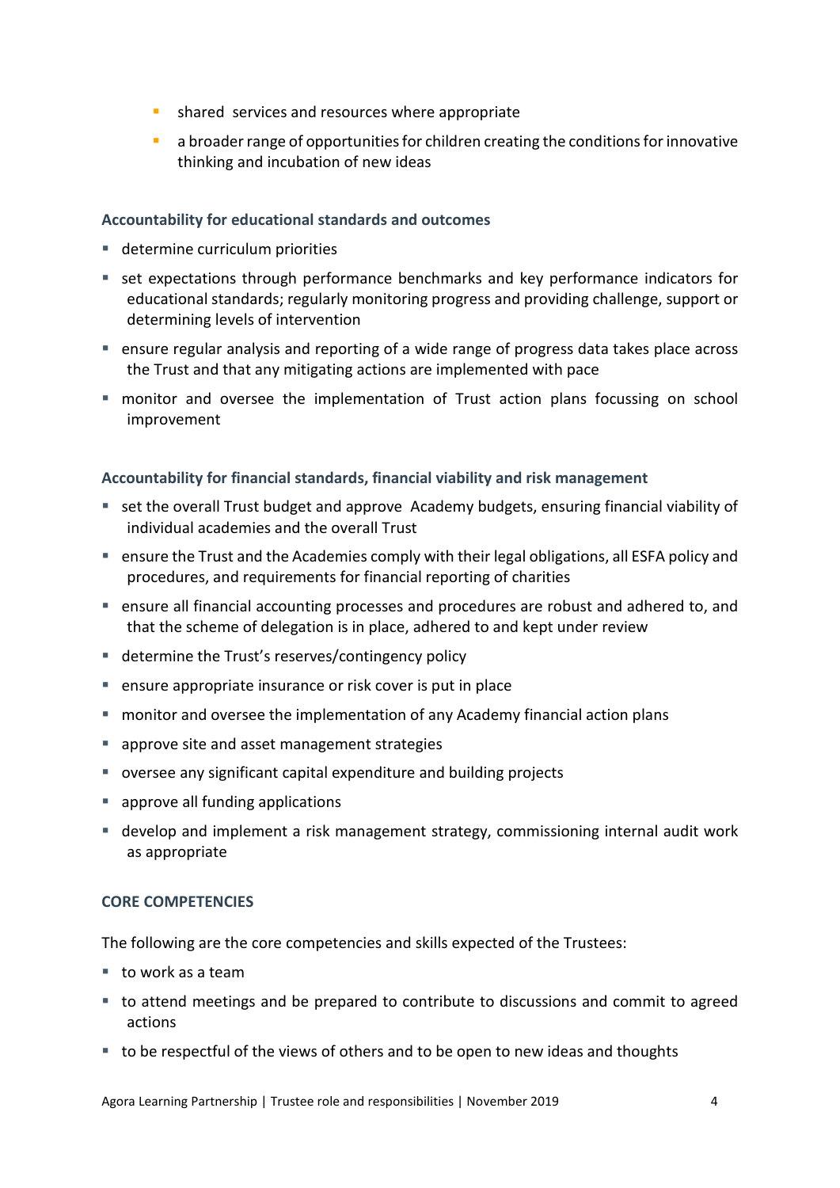- shared services and resources where appropriate
- a broader range of opportunities for children creating the conditions for innovative thinking and incubation of new ideas

### Accountability for educational standards and outcomes

- determine curriculum priorities
- set expectations through performance benchmarks and key performance indicators for educational standards; regularly monitoring progress and providing challenge, support or determining levels of intervention
- ensure regular analysis and reporting of a wide range of progress data takes place across the Trust and that any mitigating actions are implemented with pace
- monitor and oversee the implementation of Trust action plans focussing on school improvement

### Accountability for financial standards, financial viability and risk management

- set the overall Trust budget and approve Academy budgets, ensuring financial viability of individual academies and the overall Trust
- ensure the Trust and the Academies comply with their legal obligations, all ESFA policy and procedures, and requirements for financial reporting of charities
- ensure all financial accounting processes and procedures are robust and adhered to, and that the scheme of delegation is in place, adhered to and kept under review
- determine the Trust's reserves/contingency policy
- ensure appropriate insurance or risk cover is put in place
- monitor and oversee the implementation of any Academy financial action plans
- approve site and asset management strategies
- oversee any significant capital expenditure and building projects
- approve all funding applications
- develop and implement a risk management strategy, commissioning internal audit work as appropriate

## CORE COMPETENCIES

The following are the core competencies and skills expected of the Trustees:

- to work as a team
- to attend meetings and be prepared to contribute to discussions and commit to agreed actions
- to be respectful of the views of others and to be open to new ideas and thoughts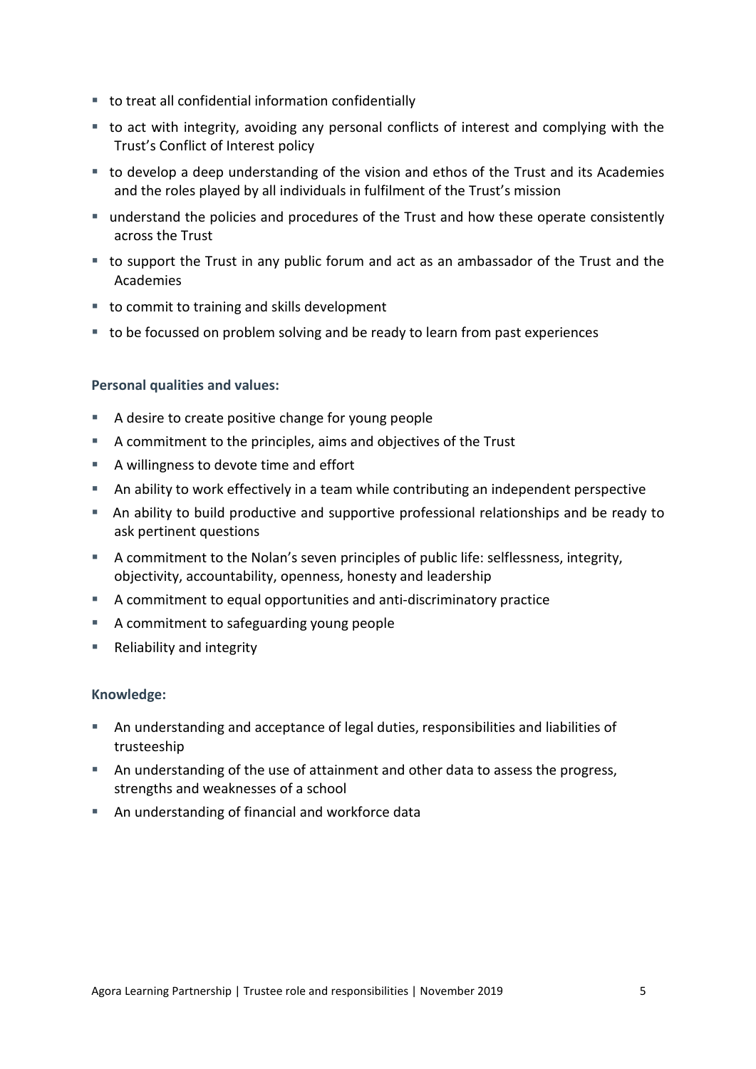- to treat all confidential information confidentially
- to act with integrity, avoiding any personal conflicts of interest and complying with the Trust's Conflict of Interest policy
- to develop a deep understanding of the vision and ethos of the Trust and its Academies and the roles played by all individuals in fulfilment of the Trust's mission
- understand the policies and procedures of the Trust and how these operate consistently across the Trust
- to support the Trust in any public forum and act as an ambassador of the Trust and the Academies
- to commit to training and skills development
- to be focussed on problem solving and be ready to learn from past experiences

**Personal qualities and values:**

- A desire to create positive change for young people
- A commitment to the principles, aims and objectives of the Trust
- A willingness to devote time and effort
- An ability to work effectively in a team while contributing an independent perspective
- An ability to build productive and supportive professional relationships and be ready to ask pertinent questions
- A commitment to the Nolan's seven principles of public life: selflessness, integrity, objectivity, accountability, openness, honesty and leadership
- A commitment to equal opportunities and anti-discriminatory practice
- A commitment to safeguarding young people
- Reliability and integrity

**Knowledge:**

- An understanding and acceptance of legal duties, responsibilities and liabilities of trusteeship
- An understanding of the use of attainment and other data to assess the progress, strengths and weaknesses of a school
- An understanding of financial and workforce data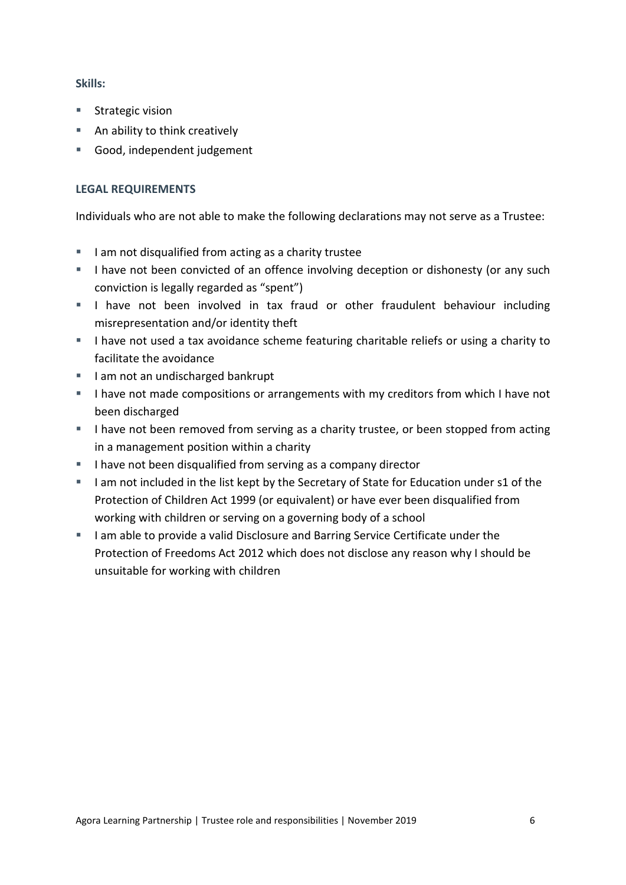**Skills:**

- Strategic vision
- An ability to think creatively
- Good, independent judgement

## LEGAL REQUIREMENTS

Individuals who are not able to make the following declarations may not serve as a Trustee:

- I am not disqualified from acting as a charity trustee
- I have not been convicted of an offence involving deception or dishonesty (or any such conviction is legally regarded as "spent")
- I have not been involved in tax fraud or other fraudulent behaviour including misrepresentation and/or identity theft
- I have not used a tax avoidance scheme featuring charitable reliefs or using a charity to facilitate the avoidance
- I am not an undischarged bankrupt
- I have not made compositions or arrangements with my creditors from which I have not been discharged
- I have not been removed from serving as a charity trustee, or been stopped from acting in a management position within a charity
- I have not been disqualified from serving as a company director
- I am not included in the list kept by the Secretary of State for Education under s1 of the Protection of Children Act 1999 (or equivalent) or have ever been disqualified from working with children or serving on a governing body of a school
- I am able to provide a valid Disclosure and Barring Service Certificate under the Protection of Freedoms Act 2012 which does not disclose any reason why I should be unsuitable for working with children